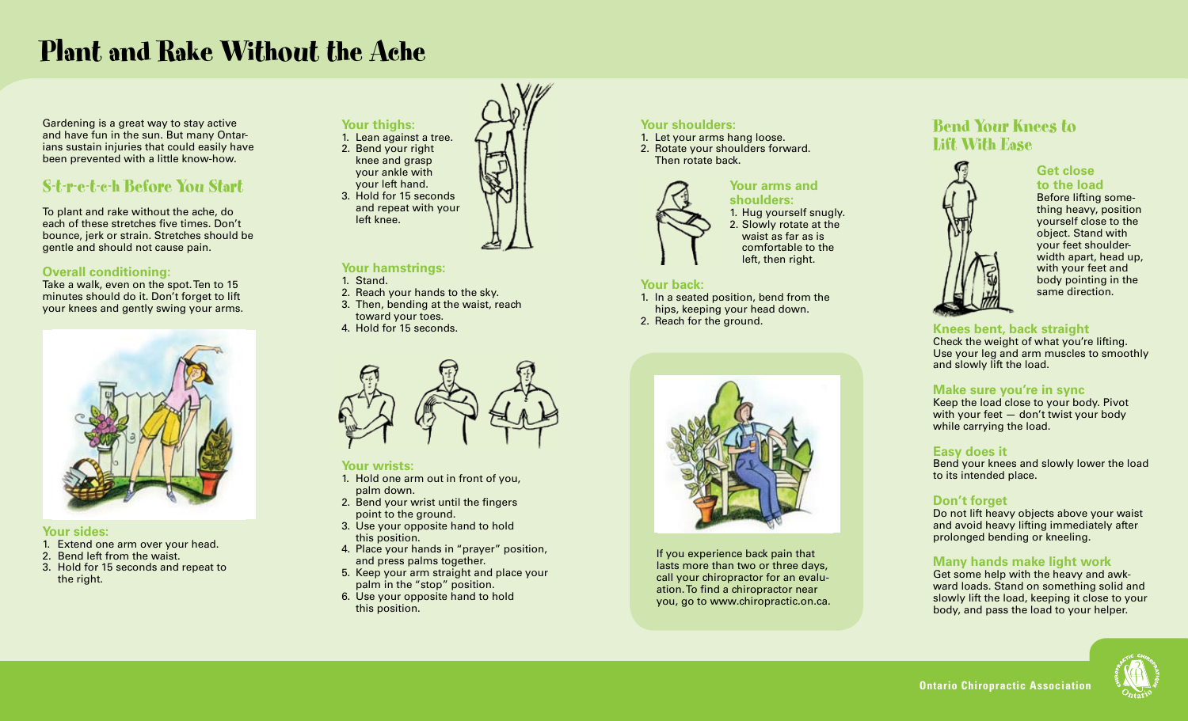# Plant and Rake Without the Ache

Gardening is a great way to stay active and have fun in the sun. But many Ontarians sustain injuries that could easily have been prevented with a little know-how.

## S-t-r-e-t-c-h Before You Start

To plant and rake without the ache, do each of these stretches five times. Don't bounce, jerk or strain. Stretches should be gentle and should not cause pain.

### Overall conditioning:

Take a walk, even on the spot. Ten to 15 minutes should do it. Don't forget to lift your knees and gently swing your arms.

### Your sides:

1. Extend one arm over your head.
2. Bend left from the waist.
3. Hold for 15 seconds and repeat to the right.

### Your thighs:

1. Lean against a tree.
2. Bend your right knee and grasp your ankle with your left hand.
3. Hold for 15 seconds and repeat with your left knee.

### Your hamstrings:

1. Stand.
2. Reach your hands to the sky.
3. Then, bending at the waist, reach toward your toes.
4. Hold for 15 seconds.

### Your wrists:

1. Hold one arm out in front of you, palm down.
2. Bend your wrist until the fingers point to the ground.
3. Use your opposite hand to hold this position.
4. Place your hands in "prayer" position, and press palms together.
5. Keep your arm straight and place your palm in the "stop" position.
6. Use your opposite hand to hold this position.

### Your shoulders:

1. Let your arms hang loose.
2. Rotate your shoulders forward. Then rotate back.

### Your arms and shoulders:

1. Hug yourself snugly.
2. Slowly rotate at the waist as far as is comfortable to the left, then right.

### Your back:

1. In a seated position, bend from the hips, keeping your head down.
2. Reach for the ground.

If you experience back pain that lasts more than two or three days, call your chiropractor for an evaluation. To find a chiropractor near you, go to www.chiropractic.on.ca.

## Bend Your Knees to Lift With Ease

### Get close to the load

Before lifting something heavy, position yourself close to the object. Stand with your feet shoulder-width apart, head up, with your feet and body pointing in the same direction.

### Knees bent, back straight

Check the weight of what you're lifting. Use your leg and arm muscles to smoothly and slowly lift the load.

### Make sure you're in sync

Keep the load close to your body. Pivot with your feet — don't twist your body while carrying the load.

### Easy does it

Bend your knees and slowly lower the load to its intended place.

### Don't forget

Do not lift heavy objects above your waist and avoid heavy lifting immediately after prolonged bending or kneeling.

### Many hands make light work

Get some help with the heavy and awkward loads. Stand on something solid and slowly lift the load, keeping it close to your body, and pass the load to your helper.

Ontario Chiropractic Association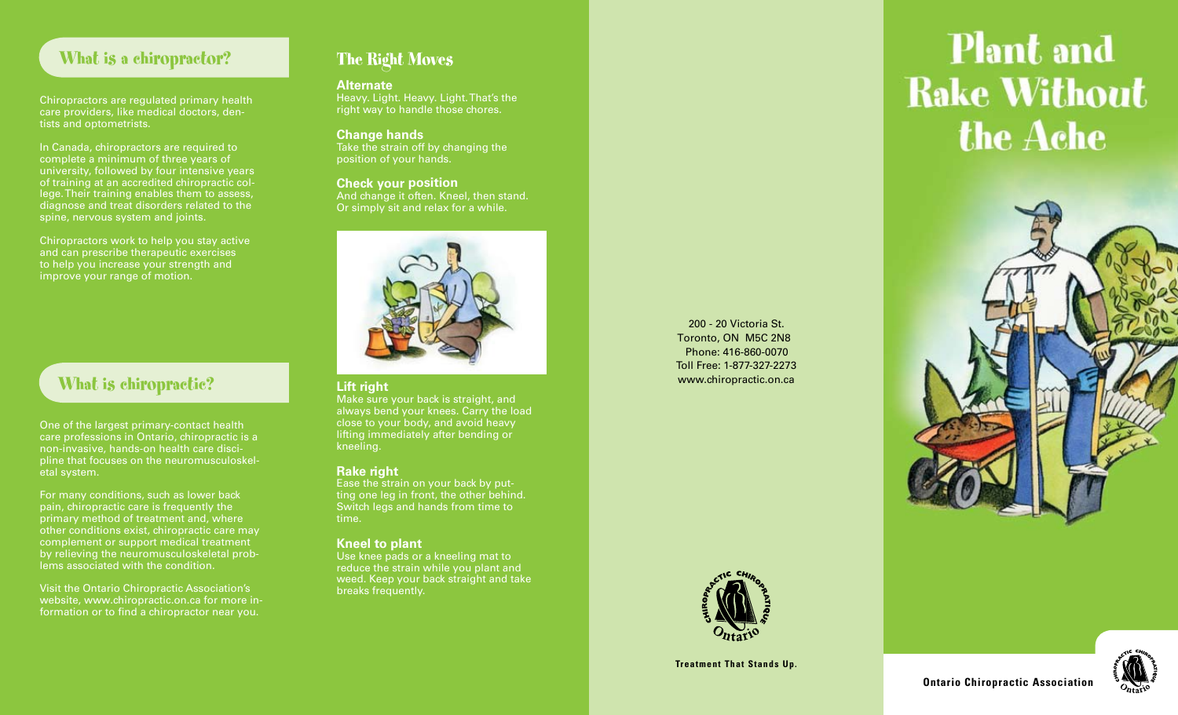## What is a chiropractor?

Chiropractors are regulated primary health care providers, like medical doctors, dentists and optometrists.

In Canada, chiropractors are required to complete a minimum of three years of university, followed by four intensive years of training at an accredited chiropractic college. Their training enables them to assess, diagnose and treat disorders related to the spine, nervous system and joints.

Chiropractors work to help you stay active and can prescribe therapeutic exercises to help you increase your strength and improve your range of motion.

## What is chiropractic?

One of the largest primary-contact health care professions in Ontario, chiropractic is a non-invasive, hands-on health care discipline that focuses on the neuromusculoskeletal system.

For many conditions, such as lower back pain, chiropractic care is frequently the primary method of treatment and, where other conditions exist, chiropractic care may complement or support medical treatment by relieving the neuromusculoskeletal problems associated with the condition.

Visit the Ontario Chiropractic Association's website, www.chiropractic.on.ca for more information or to find a chiropractor near you.

## The Right Moves

**Alternate**
Heavy. Light. Heavy. Light. That's the right way to handle those chores.

**Change hands**
Take the strain off by changing the position of your hands.

**Check your position**
And change it often. Kneel, then stand. Or simply sit and relax for a while.

**Lift right**
Make sure your back is straight, and always bend your knees. Carry the load close to your body, and avoid heavy lifting immediately after bending or kneeling.

**Rake right**
Ease the strain on your back by putting one leg in front, the other behind. Switch legs and hands from time to time.

**Kneel to plant**
Use knee pads or a kneeling mat to reduce the strain while you plant and weed. Keep your back straight and take breaks frequently.

200 - 20 Victoria St.
Toronto, ON M5C 2N8
Phone: 416-860-0070
Toll Free: 1-877-327-2273
www.chiropractic.on.ca

Chiropractic Chiropratique Ontario

**Treatment That Stands Up.**

# Plant and Rake Without the Ache

**Ontario Chiropractic Association**